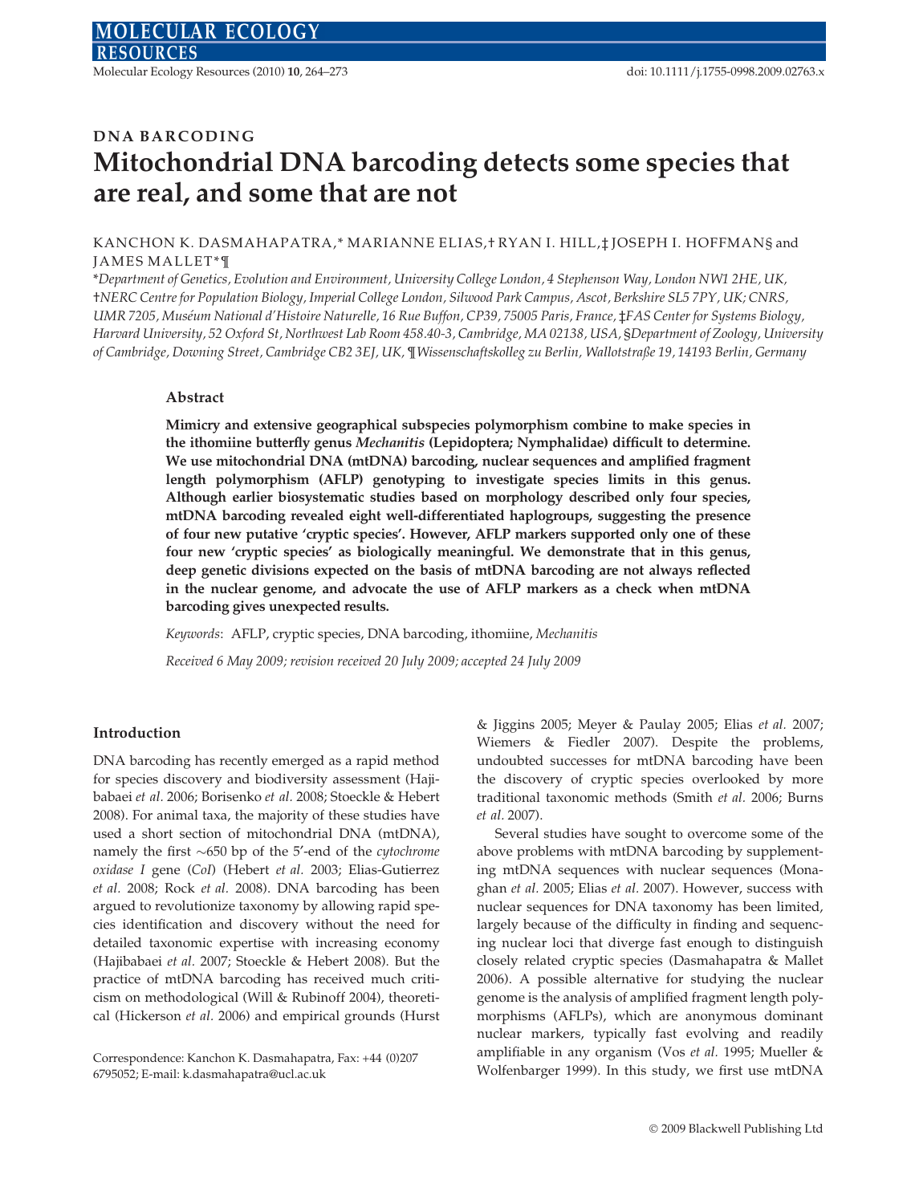DNA BARCODING

# Mitochondrial DNA barcoding detects some species that are real, and some that are not

KANCHON K. DASMAHAPATRA,* MARIANNE ELIAS,† RYAN I. HILL,‡ JOSEPH I. HOFFMAN§ and JAMES MALLET*¶

*Department of Genetics, Evolution and Environment, University College London, 4 Stephenson Way, London NW1 2HE, UK, †NERC Centre for Population Biology, Imperial College London, Silwood Park Campus, Ascot, Berkshire SL5 7PY, UK; CNRS, UMR 7205, Muséum National d'Histoire Naturelle, 16 Rue Buffon, CP39, 75005 Paris, France, ‡FAS Center for Systems Biology, Harvard University, 52 Oxford St, Northwest Lab Room 458.40-3, Cambridge, MA 02138, USA, §Department of Zoology, University of Cambridge, Downing Street, Cambridge CB2 3EJ, UK, ¶Wissenschaftskolleg zu Berlin, Wallotstraße 19, 14193 Berlin, Germany*

## Abstract

**Mimicry and extensive geographical subspecies polymorphism combine to make species in the ithomiine butterfly genus *Mechanitis* (Lepidoptera; Nymphalidae) difficult to determine. We use mitochondrial DNA (mtDNA) barcoding, nuclear sequences and amplified fragment length polymorphism (AFLP) genotyping to investigate species limits in this genus. Although earlier biosystematic studies based on morphology described only four species, mtDNA barcoding revealed eight well-differentiated haplogroups, suggesting the presence of four new putative 'cryptic species'. However, AFLP markers supported only one of these four new 'cryptic species' as biologically meaningful. We demonstrate that in this genus, deep genetic divisions expected on the basis of mtDNA barcoding are not always reflected in the nuclear genome, and advocate the use of AFLP markers as a check when mtDNA barcoding gives unexpected results.**

*Keywords*: AFLP, cryptic species, DNA barcoding, ithomiine, *Mechanitis*

*Received 6 May 2009; revision received 20 July 2009; accepted 24 July 2009*

## Introduction

DNA barcoding has recently emerged as a rapid method for species discovery and biodiversity assessment (Hajibabaei *et al.* 2006; Borisenko *et al.* 2008; Stoeckle & Hebert 2008). For animal taxa, the majority of these studies have used a short section of mitochondrial DNA (mtDNA), namely the first ~650 bp of the 5′-end of the *cytochrome oxidase I* gene (*CoI*) (Hebert *et al.* 2003; Elias-Gutierrez *et al.* 2008; Rock *et al.* 2008). DNA barcoding has been argued to revolutionize taxonomy by allowing rapid species identification and discovery without the need for detailed taxonomic expertise with increasing economy (Hajibabaei *et al.* 2007; Stoeckle & Hebert 2008). But the practice of mtDNA barcoding has received much criticism on methodological (Will & Rubinoff 2004), theoretical (Hickerson *et al.* 2006) and empirical grounds (Hurst & Jiggins 2005; Meyer & Paulay 2005; Elias *et al.* 2007; Wiemers & Fiedler 2007). Despite the problems, undoubted successes for mtDNA barcoding have been the discovery of cryptic species overlooked by more traditional taxonomic methods (Smith *et al.* 2006; Burns *et al.* 2007).

Several studies have sought to overcome some of the above problems with mtDNA barcoding by supplementing mtDNA sequences with nuclear sequences (Monaghan *et al.* 2005; Elias *et al.* 2007). However, success with nuclear sequences for DNA taxonomy has been limited, largely because of the difficulty in finding and sequencing nuclear loci that diverge fast enough to distinguish closely related cryptic species (Dasmahapatra & Mallet 2006). A possible alternative for studying the nuclear genome is the analysis of amplified fragment length polymorphisms (AFLPs), which are anonymous dominant nuclear markers, typically fast evolving and readily amplifiable in any organism (Vos *et al.* 1995; Mueller & Wolfenbarger 1999). In this study, we first use mtDNA

Correspondence: Kanchon K. Dasmahapatra, Fax: +44 (0)207 6795052; E-mail: k.dasmahapatra@ucl.ac.uk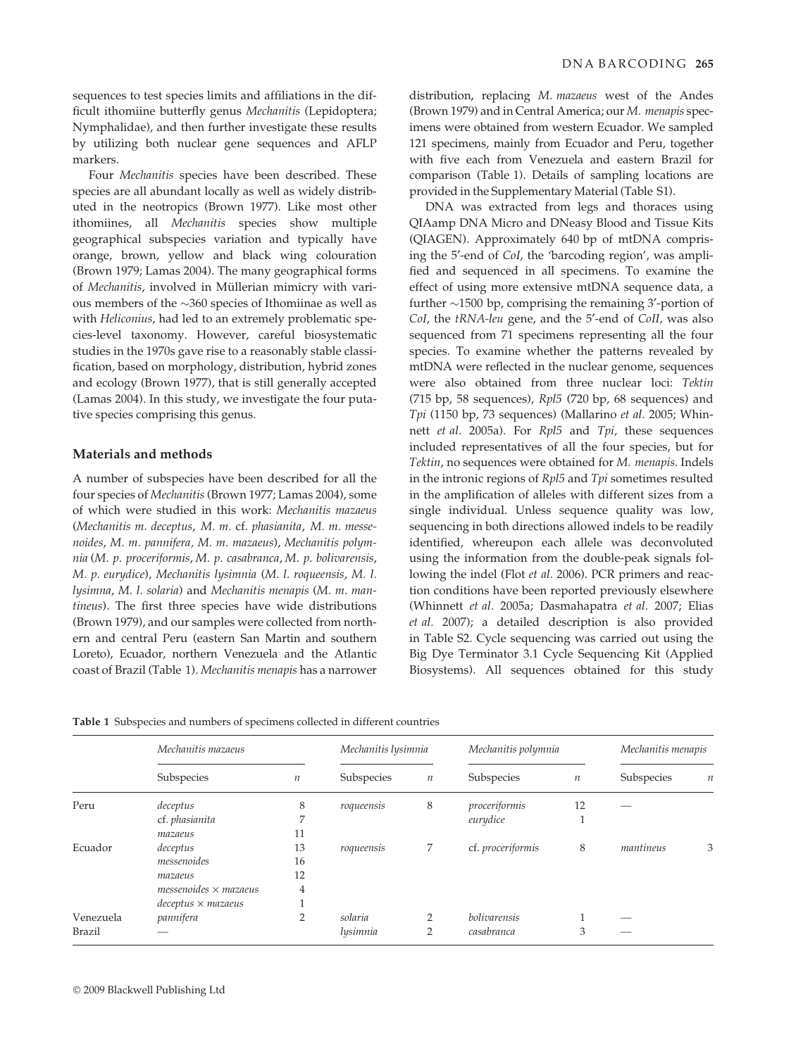sequences to test species limits and affiliations in the difficult ithomiine butterfly genus *Mechanitis* (Lepidoptera; Nymphalidae), and then further investigate these results by utilizing both nuclear gene sequences and AFLP markers.

Four *Mechanitis* species have been described. These species are all abundant locally as well as widely distributed in the neotropics (Brown 1977). Like most other ithomiines, all *Mechanitis* species show multiple geographical subspecies variation and typically have orange, brown, yellow and black wing colouration (Brown 1979; Lamas 2004). The many geographical forms of *Mechanitis*, involved in Müllerian mimicry with various members of the ~360 species of Ithomiinae as well as with *Heliconius*, had led to an extremely problematic species-level taxonomy. However, careful biosystematic studies in the 1970s gave rise to a reasonably stable classification, based on morphology, distribution, hybrid zones and ecology (Brown 1977), that is still generally accepted (Lamas 2004). In this study, we investigate the four putative species comprising this genus.

## Materials and methods

A number of subspecies have been described for all the four species of *Mechanitis* (Brown 1977; Lamas 2004), some of which were studied in this work: *Mechanitis mazaeus* (*Mechanitis m. deceptus*, *M. m.* cf. *phasianita*, *M. m. messenoides*, *M. m. pannifera*, *M. m. mazaeus*), *Mechanitis polymnia* (*M. p. proceriformis*, *M. p. casabranca*, *M. p. bolivarensis*, *M. p. eurydice*), *Mechanitis lysimnia* (*M. l. roqueensis*, *M. l. lysimna*, *M. l. solaria*) and *Mechanitis menapis* (*M. m. mantineus*). The first three species have wide distributions (Brown 1979), and our samples were collected from northern and central Peru (eastern San Martin and southern Loreto), Ecuador, northern Venezuela and the Atlantic coast of Brazil (Table 1). *Mechanitis menapis* has a narrower distribution, replacing *M. mazaeus* west of the Andes (Brown 1979) and in Central America; our *M. menapis* specimens were obtained from western Ecuador. We sampled 121 specimens, mainly from Ecuador and Peru, together with five each from Venezuela and eastern Brazil for comparison (Table 1). Details of sampling locations are provided in the Supplementary Material (Table S1).

DNA was extracted from legs and thoraces using QIAamp DNA Micro and DNeasy Blood and Tissue Kits (QIAGEN). Approximately 640 bp of mtDNA comprising the 5′-end of *CoI*, the 'barcoding region', was amplified and sequenced in all specimens. To examine the effect of using more extensive mtDNA sequence data, a further ~1500 bp, comprising the remaining 3′-portion of *CoI*, the *tRNA-leu* gene, and the 5′-end of *CoII*, was also sequenced from 71 specimens representing all the four species. To examine whether the patterns revealed by mtDNA were reflected in the nuclear genome, sequences were also obtained from three nuclear loci: *Tektin* (715 bp, 58 sequences), *Rpl5* (720 bp, 68 sequences) and *Tpi* (1150 bp, 73 sequences) (Mallarino *et al.* 2005; Whinnett *et al.* 2005a). For *Rpl5* and *Tpi*, these sequences included representatives of all the four species, but for *Tektin*, no sequences were obtained for *M. menapis*. Indels in the intronic regions of *Rpl5* and *Tpi* sometimes resulted in the amplification of alleles with different sizes from a single individual. Unless sequence quality was low, sequencing in both directions allowed indels to be readily identified, whereupon each allele was deconvoluted using the information from the double-peak signals following the indel (Flot *et al.* 2006). PCR primers and reaction conditions have been reported previously elsewhere (Whinnett *et al.* 2005a; Dasmahapatra *et al.* 2007; Elias *et al.* 2007); a detailed description is also provided in Table S2. Cycle sequencing was carried out using the Big Dye Terminator 3.1 Cycle Sequencing Kit (Applied Biosystems). All sequences obtained for this study

**Table 1** Subspecies and numbers of specimens collected in different countries

| | *Mechanitis mazaeus* | | *Mechanitis lysimnia* | | *Mechanitis polymnia* | | *Mechanitis menapis* | |
|---|---|---|---|---|---|---|---|---|
| | Subspecies | *n* | Subspecies | *n* | Subspecies | *n* | Subspecies | *n* |
| Peru | *deceptus* | 8 | *roqueensis* | 8 | *proceriformis* | 12 | — | |
| | cf. *phasianita* | 7 | | | *eurydice* | 1 | | |
| | *mazaeus* | 11 | | | | | | |
| Ecuador | *deceptus* | 13 | *roqueensis* | 7 | cf. *proceriformis* | 8 | *mantineus* | 3 |
| | *messenoides* | 16 | | | | | | |
| | *mazaeus* | 12 | | | | | | |
| | *messenoides* × *mazaeus* | 4 | | | | | | |
| | *deceptus* × *mazaeus* | 1 | | | | | | |
| Venezuela | *pannifera* | 2 | *solaria* | 2 | *bolivarensis* | 1 | — | |
| Brazil | — | | *lysimnia* | 2 | *casabranca* | 3 | — | |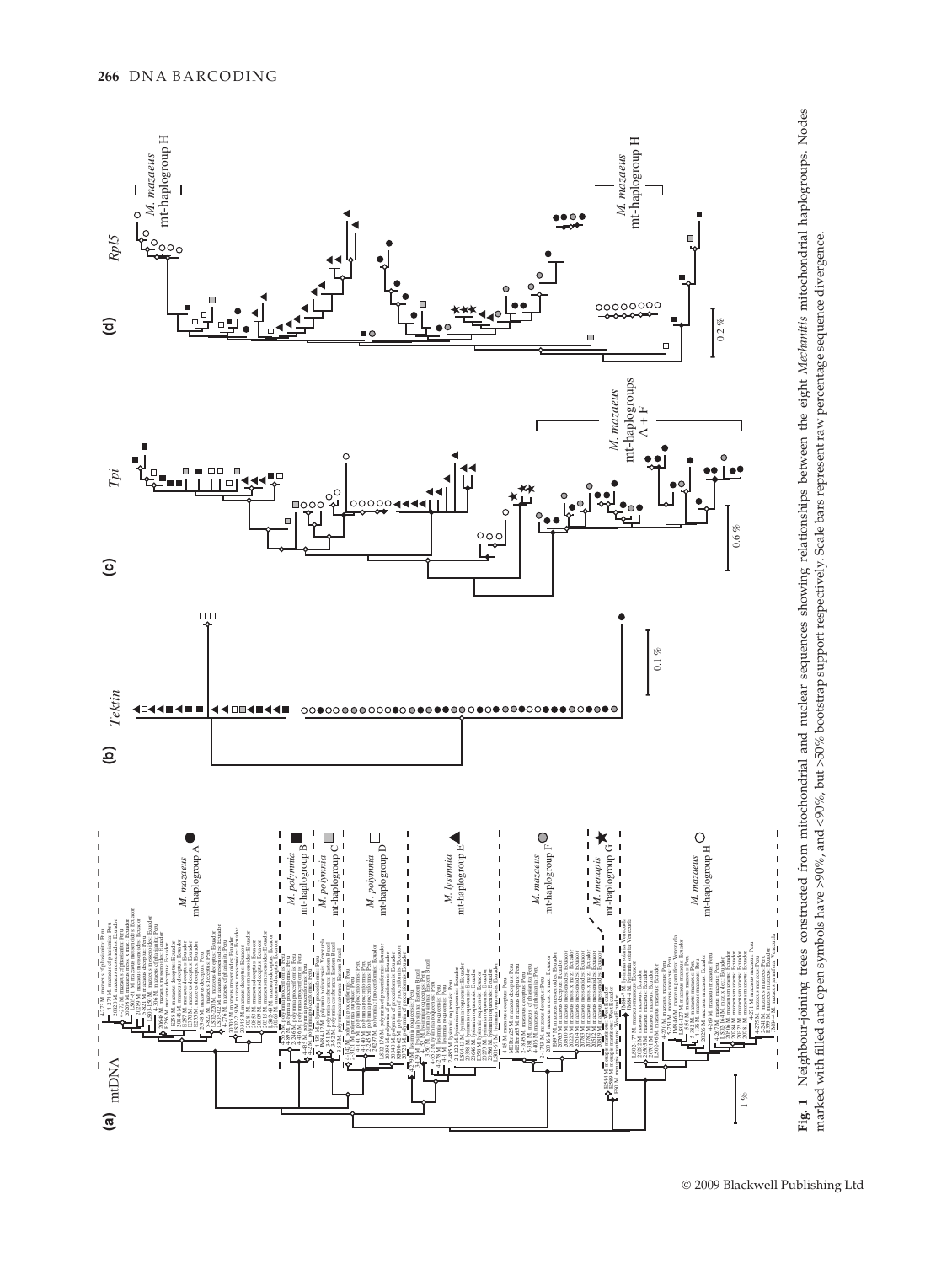**Fig. 1** Neighbour-joining trees constructed from mitochondrial and nuclear sequences showing relationships between the eight *Mechanitis* mitochondrial haplogroups. Nodes marked with filled and open symbols have >90%, and <90%, but >50% bootstrap support respectively. Scale bars represent raw percentage sequence divergence.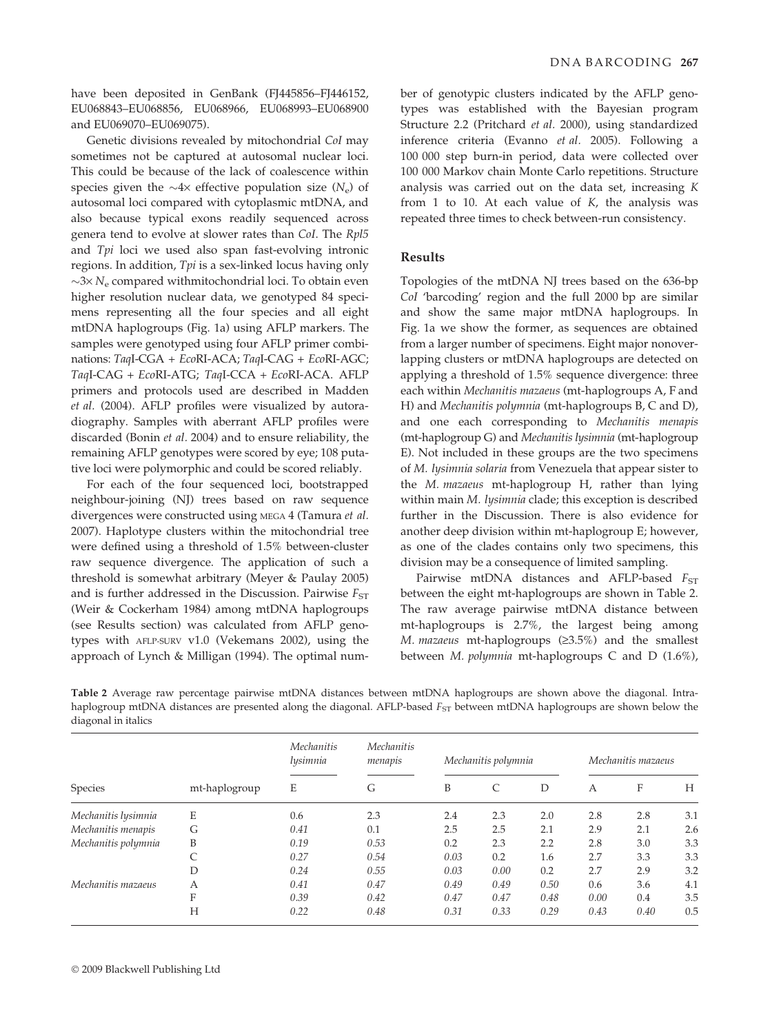have been deposited in GenBank (FJ445856–FJ446152, EU068843–EU068856, EU068966, EU068993–EU068900 and EU069070–EU069075).

Genetic divisions revealed by mitochondrial *CoI* may sometimes not be captured at autosomal nuclear loci. This could be because of the lack of coalescence within species given the ~4× effective population size ($N_e$) of autosomal loci compared with cytoplasmic mtDNA, and also because typical exons readily sequenced across genera tend to evolve at slower rates than *CoI*. The *Rpl5* and *Tpi* loci we used also span fast-evolving intronic regions. In addition, *Tpi* is a sex-linked locus having only ~3× $N_e$ compared withmitochondrial loci. To obtain even higher resolution nuclear data, we genotyped 84 specimens representing all the four species and all eight mtDNA haplogroups (Fig. 1a) using AFLP markers. The samples were genotyped using four AFLP primer combinations: *Taq*I-CGA + *Eco*RI-ACA; *Taq*I-CAG + *Eco*RI-AGC; *Taq*I-CAG + *Eco*RI-ATG; *Taq*I-CCA + *Eco*RI-ACA. AFLP primers and protocols used are described in Madden *et al.* (2004). AFLP profiles were visualized by autoradiography. Samples with aberrant AFLP profiles were discarded (Bonin *et al.* 2004) and to ensure reliability, the remaining AFLP genotypes were scored by eye; 108 putative loci were polymorphic and could be scored reliably.

For each of the four sequenced loci, bootstrapped neighbour-joining (NJ) trees based on raw sequence divergences were constructed using MEGA 4 (Tamura *et al.* 2007). Haplotype clusters within the mitochondrial tree were defined using a threshold of 1.5% between-cluster raw sequence divergence. The application of such a threshold is somewhat arbitrary (Meyer & Paulay 2005) and is further addressed in the Discussion. Pairwise $F_{ST}$ (Weir & Cockerham 1984) among mtDNA haplogroups (see Results section) was calculated from AFLP genotypes with AFLP-SURV v1.0 (Vekemans 2002), using the approach of Lynch & Milligan (1994). The optimal number of genotypic clusters indicated by the AFLP genotypes was established with the Bayesian program Structure 2.2 (Pritchard *et al.* 2000), using standardized inference criteria (Evanno *et al.* 2005). Following a 100 000 step burn-in period, data were collected over 100 000 Markov chain Monte Carlo repetitions. Structure analysis was carried out on the data set, increasing *K* from 1 to 10. At each value of *K*, the analysis was repeated three times to check between-run consistency.

## Results

Topologies of the mtDNA NJ trees based on the 636-bp *CoI* 'barcoding' region and the full 2000 bp are similar and show the same major mtDNA haplogroups. In Fig. 1a we show the former, as sequences are obtained from a larger number of specimens. Eight major nonoverlapping clusters or mtDNA haplogroups are detected on applying a threshold of 1.5% sequence divergence: three each within *Mechanitis mazaeus* (mt-haplogroups A, F and H) and *Mechanitis polymnia* (mt-haplogroups B, C and D), and one each corresponding to *Mechanitis menapis* (mt-haplogroup G) and *Mechanitis lysimnia* (mt-haplogroup E). Not included in these groups are the two specimens of *M. lysimnia solaria* from Venezuela that appear sister to the *M. mazaeus* mt-haplogroup H, rather than lying within main *M. lysimnia* clade; this exception is described further in the Discussion. There is also evidence for another deep division within mt-haplogroup E; however, as one of the clades contains only two specimens, this division may be a consequence of limited sampling.

Pairwise mtDNA distances and AFLP-based $F_{ST}$ between the eight mt-haplogroups are shown in Table 2. The raw average pairwise mtDNA distance between mt-haplogroups is 2.7%, the largest being among *M. mazaeus* mt-haplogroups (≥3.5%) and the smallest between *M. polymnia* mt-haplogroups C and D (1.6%),

**Table 2** Average raw percentage pairwise mtDNA distances between mtDNA haplogroups are shown above the diagonal. Intra-haplogroup mtDNA distances are presented along the diagonal. AFLP-based $F_{ST}$ between mtDNA haplogroups are shown below the diagonal in italics

| | | *Mechanitis lysimnia* | *Mechanitis menapis* | *Mechanitis polymnia* | | | *Mechanitis mazaeus* | | |
|---|---|---|---|---|---|---|---|---|---|
| Species | mt-haplogroup | E | G | B | C | D | A | F | H |
| *Mechanitis lysimnia* | E | 0.6 | 2.3 | 2.4 | 2.3 | 2.0 | 2.8 | 2.8 | 3.1 |
| *Mechanitis menapis* | G | *0.41* | 0.1 | 2.5 | 2.5 | 2.1 | 2.9 | 2.1 | 2.6 |
| *Mechanitis polymnia* | B | *0.19* | *0.53* | 0.2 | 2.3 | 2.2 | 2.8 | 3.0 | 3.3 |
| | C | *0.27* | *0.54* | *0.03* | 0.2 | 1.6 | 2.7 | 3.3 | 3.3 |
| | D | *0.24* | *0.55* | *0.03* | *0.00* | 0.2 | 2.7 | 2.9 | 3.2 |
| *Mechanitis mazaeus* | A | *0.41* | *0.47* | *0.49* | *0.49* | *0.50* | 0.6 | 3.6 | 4.1 |
| | F | *0.39* | *0.42* | *0.47* | *0.47* | *0.48* | *0.00* | 0.4 | 3.5 |
| | H | *0.22* | *0.48* | *0.31* | *0.33* | *0.29* | *0.43* | *0.40* | 0.5 |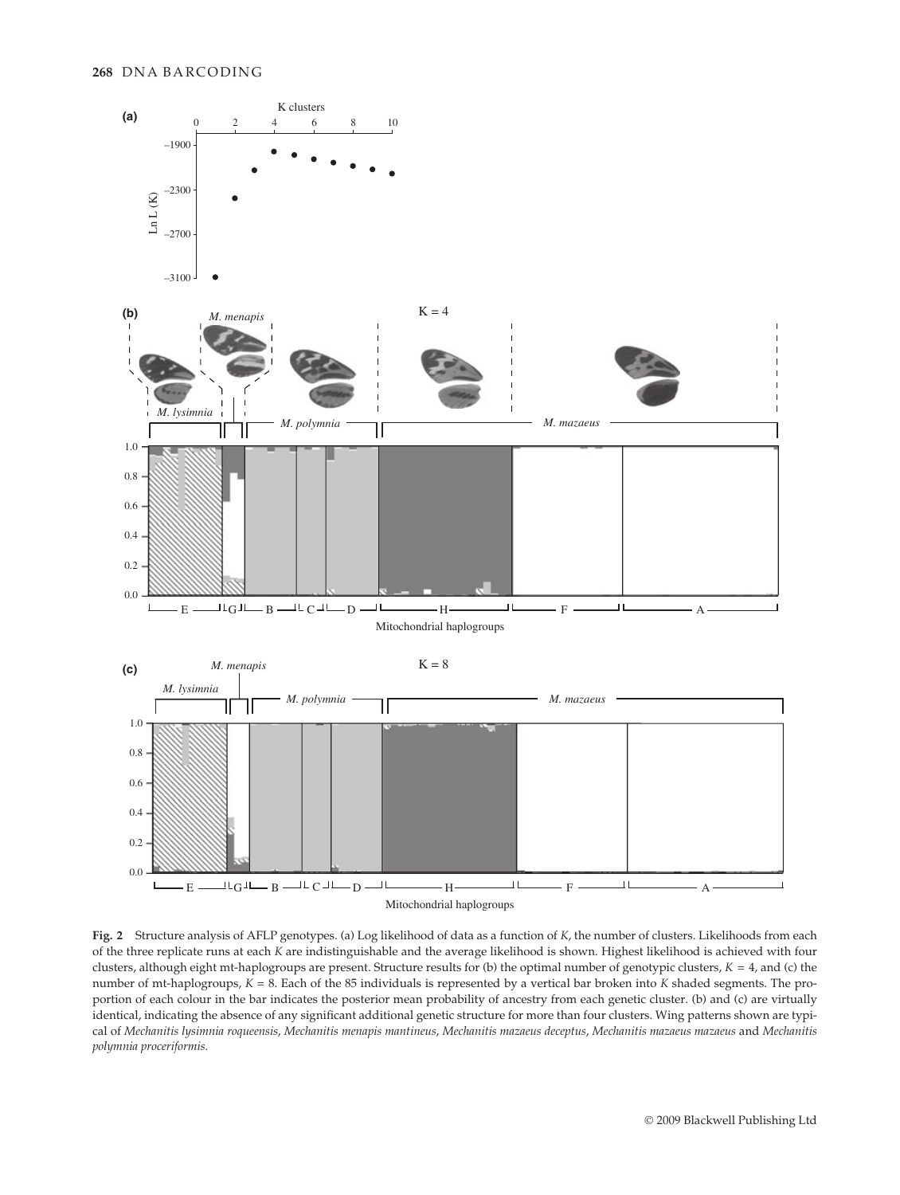**Fig. 2** Structure analysis of AFLP genotypes. (a) Log likelihood of data as a function of *K*, the number of clusters. Likelihoods from each of the three replicate runs at each *K* are indistinguishable and the average likelihood is shown. Highest likelihood is achieved with four clusters, although eight mt-haplogroups are present. Structure results for (b) the optimal number of genotypic clusters, $K = 4$, and (c) the number of mt-haplogroups, $K = 8$. Each of the 85 individuals is represented by a vertical bar broken into *K* shaded segments. The proportion of each colour in the bar indicates the posterior mean probability of ancestry from each genetic cluster. (b) and (c) are virtually identical, indicating the absence of any significant additional genetic structure for more than four clusters. Wing patterns shown are typical of *Mechanitis lysimnia roqueensis*, *Mechanitis menapis mantineus*, *Mechanitis mazaeus deceptus*, *Mechanitis mazaeus mazaeus* and *Mechanitis polymnia proceriformis*.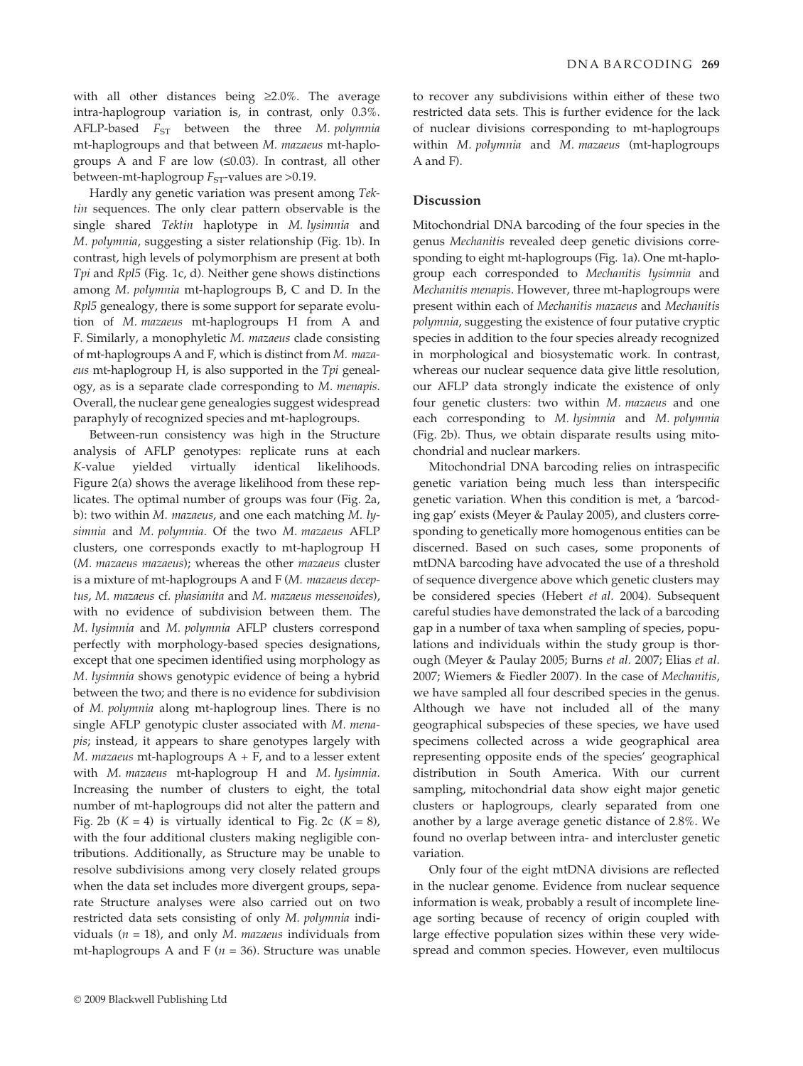with all other distances being ≥2.0%. The average intra-haplogroup variation is, in contrast, only 0.3%. AFLP-based $F_{ST}$ between the three *M. polymnia* mt-haplogroups and that between *M. mazaeus* mt-haplogroups A and F are low (≤0.03). In contrast, all other between-mt-haplogroup $F_{ST}$-values are >0.19.

Hardly any genetic variation was present among *Tektin* sequences. The only clear pattern observable is the single shared *Tektin* haplotype in *M. lysimnia* and *M. polymnia*, suggesting a sister relationship (Fig. 1b). In contrast, high levels of polymorphism are present at both *Tpi* and *Rpl5* (Fig. 1c, d). Neither gene shows distinctions among *M. polymnia* mt-haplogroups B, C and D. In the *Rpl5* genealogy, there is some support for separate evolution of *M. mazaeus* mt-haplogroups H from A and F. Similarly, a monophyletic *M. mazaeus* clade consisting of mt-haplogroups A and F, which is distinct from *M. mazaeus* mt-haplogroup H, is also supported in the *Tpi* genealogy, as is a separate clade corresponding to *M. menapis*. Overall, the nuclear gene genealogies suggest widespread paraphyly of recognized species and mt-haplogroups.

Between-run consistency was high in the Structure analysis of AFLP genotypes: replicate runs at each *K*-value yielded virtually identical likelihoods. Figure 2(a) shows the average likelihood from these replicates. The optimal number of groups was four (Fig. 2a, b): two within *M. mazaeus*, and one each matching *M. lysimnia* and *M. polymnia*. Of the two *M. mazaeus* AFLP clusters, one corresponds exactly to mt-haplogroup H (*M. mazaeus mazaeus*); whereas the other *mazaeus* cluster is a mixture of mt-haplogroups A and F (*M. mazaeus deceptus*, *M. mazaeus* cf. *phasianita* and *M. mazaeus messenoides*), with no evidence of subdivision between them. The *M. lysimnia* and *M. polymnia* AFLP clusters correspond perfectly with morphology-based species designations, except that one specimen identified using morphology as *M. lysimnia* shows genotypic evidence of being a hybrid between the two; and there is no evidence for subdivision of *M. polymnia* along mt-haplogroup lines. There is no single AFLP genotypic cluster associated with *M. menapis;* instead, it appears to share genotypes largely with *M. mazaeus* mt-haplogroups A + F, and to a lesser extent with *M. mazaeus* mt-haplogroup H and *M. lysimnia*. Increasing the number of clusters to eight, the total number of mt-haplogroups did not alter the pattern and Fig. 2b ($K = 4$) is virtually identical to Fig. 2c ($K = 8$), with the four additional clusters making negligible contributions. Additionally, as Structure may be unable to resolve subdivisions among very closely related groups when the data set includes more divergent groups, separate Structure analyses were also carried out on two restricted data sets consisting of only *M. polymnia* individuals ($n = 18$), and only *M. mazaeus* individuals from mt-haplogroups A and F ($n = 36$). Structure was unable to recover any subdivisions within either of these two restricted data sets. This is further evidence for the lack of nuclear divisions corresponding to mt-haplogroups within *M. polymnia* and *M. mazaeus* (mt-haplogroups A and F).

## Discussion

Mitochondrial DNA barcoding of the four species in the genus *Mechanitis* revealed deep genetic divisions corresponding to eight mt-haplogroups (Fig. 1a). One mt-haplogroup each corresponded to *Mechanitis lysimnia* and *Mechanitis menapis*. However, three mt-haplogroups were present within each of *Mechanitis mazaeus* and *Mechanitis polymnia*, suggesting the existence of four putative cryptic species in addition to the four species already recognized in morphological and biosystematic work. In contrast, whereas our nuclear sequence data give little resolution, our AFLP data strongly indicate the existence of only four genetic clusters: two within *M. mazaeus* and one each corresponding to *M. lysimnia* and *M. polymnia* (Fig. 2b). Thus, we obtain disparate results using mitochondrial and nuclear markers.

Mitochondrial DNA barcoding relies on intraspecific genetic variation being much less than interspecific genetic variation. When this condition is met, a 'barcoding gap' exists (Meyer & Paulay 2005), and clusters corresponding to genetically more homogenous entities can be discerned. Based on such cases, some proponents of mtDNA barcoding have advocated the use of a threshold of sequence divergence above which genetic clusters may be considered species (Hebert *et al.* 2004). Subsequent careful studies have demonstrated the lack of a barcoding gap in a number of taxa when sampling of species, populations and individuals within the study group is thorough (Meyer & Paulay 2005; Burns *et al.* 2007; Elias *et al.* 2007; Wiemers & Fiedler 2007). In the case of *Mechanitis*, we have sampled all four described species in the genus. Although we have not included all of the many geographical subspecies of these species, we have used specimens collected across a wide geographical area representing opposite ends of the species' geographical distribution in South America. With our current sampling, mitochondrial data show eight major genetic clusters or haplogroups, clearly separated from one another by a large average genetic distance of 2.8%. We found no overlap between intra- and intercluster genetic variation.

Only four of the eight mtDNA divisions are reflected in the nuclear genome. Evidence from nuclear sequence information is weak, probably a result of incomplete lineage sorting because of recency of origin coupled with large effective population sizes within these very widespread and common species. However, even multilocus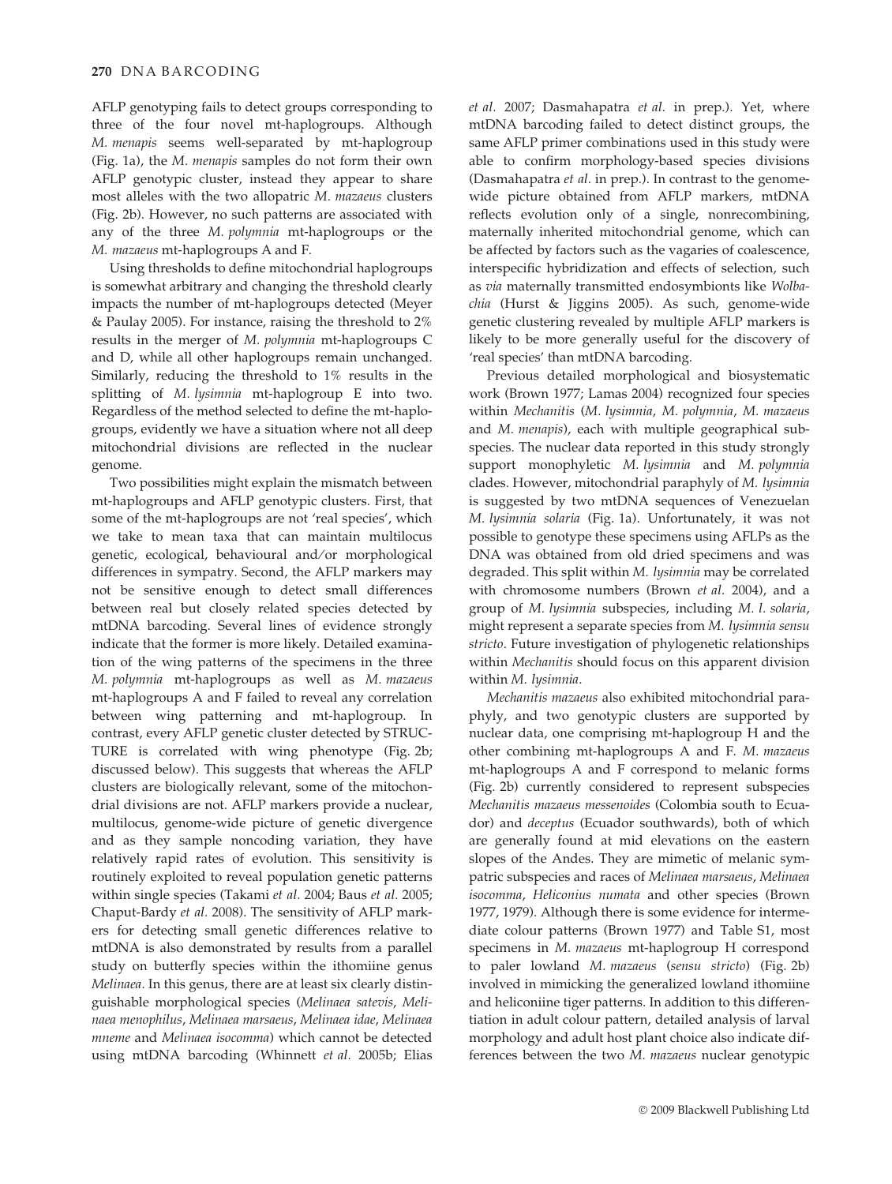AFLP genotyping fails to detect groups corresponding to three of the four novel mt-haplogroups. Although *M. menapis* seems well-separated by mt-haplogroup (Fig. 1a), the *M. menapis* samples do not form their own AFLP genotypic cluster, instead they appear to share most alleles with the two allopatric *M. mazaeus* clusters (Fig. 2b). However, no such patterns are associated with any of the three *M. polymnia* mt-haplogroups or the *M. mazaeus* mt-haplogroups A and F.

Using thresholds to define mitochondrial haplogroups is somewhat arbitrary and changing the threshold clearly impacts the number of mt-haplogroups detected (Meyer & Paulay 2005). For instance, raising the threshold to 2% results in the merger of *M. polymnia* mt-haplogroups C and D, while all other haplogroups remain unchanged. Similarly, reducing the threshold to 1% results in the splitting of *M. lysimnia* mt-haplogroup E into two. Regardless of the method selected to define the mt-haplogroups, evidently we have a situation where not all deep mitochondrial divisions are reflected in the nuclear genome.

Two possibilities might explain the mismatch between mt-haplogroups and AFLP genotypic clusters. First, that some of the mt-haplogroups are not 'real species', which we take to mean taxa that can maintain multilocus genetic, ecological, behavioural and/or morphological differences in sympatry. Second, the AFLP markers may not be sensitive enough to detect small differences between real but closely related species detected by mtDNA barcoding. Several lines of evidence strongly indicate that the former is more likely. Detailed examination of the wing patterns of the specimens in the three *M. polymnia* mt-haplogroups as well as *M. mazaeus* mt-haplogroups A and F failed to reveal any correlation between wing patterning and mt-haplogroup. In contrast, every AFLP genetic cluster detected by STRUCTURE is correlated with wing phenotype (Fig. 2b; discussed below). This suggests that whereas the AFLP clusters are biologically relevant, some of the mitochondrial divisions are not. AFLP markers provide a nuclear, multilocus, genome-wide picture of genetic divergence and as they sample noncoding variation, they have relatively rapid rates of evolution. This sensitivity is routinely exploited to reveal population genetic patterns within single species (Takami *et al*. 2004; Baus *et al.* 2005; Chaput-Bardy *et al.* 2008). The sensitivity of AFLP markers for detecting small genetic differences relative to mtDNA is also demonstrated by results from a parallel study on butterfly species within the ithomiine genus *Melinaea*. In this genus, there are at least six clearly distinguishable morphological species (*Melinaea satevis*, *Melinaea menophilus*, *Melinaea marsaeus*, *Melinaea idae*, *Melinaea mneme* and *Melinaea isocomma*) which cannot be detected using mtDNA barcoding (Whinnett *et al.* 2005b; Elias *et al.* 2007; Dasmahapatra *et al*. in prep.). Yet, where mtDNA barcoding failed to detect distinct groups, the same AFLP primer combinations used in this study were able to confirm morphology-based species divisions (Dasmahapatra *et al*. in prep.). In contrast to the genome-wide picture obtained from AFLP markers, mtDNA reflects evolution only of a single, nonrecombining, maternally inherited mitochondrial genome, which can be affected by factors such as the vagaries of coalescence, interspecific hybridization and effects of selection, such as *via* maternally transmitted endosymbionts like *Wolbachia* (Hurst & Jiggins 2005). As such, genome-wide genetic clustering revealed by multiple AFLP markers is likely to be more generally useful for the discovery of 'real species' than mtDNA barcoding.

Previous detailed morphological and biosystematic work (Brown 1977; Lamas 2004) recognized four species within *Mechanitis* (*M. lysimnia*, *M. polymnia*, *M. mazaeus* and *M. menapis*), each with multiple geographical subspecies. The nuclear data reported in this study strongly support monophyletic *M. lysimnia* and *M. polymnia* clades. However, mitochondrial paraphyly of *M. lysimnia* is suggested by two mtDNA sequences of Venezuelan *M. lysimnia solaria* (Fig. 1a). Unfortunately, it was not possible to genotype these specimens using AFLPs as the DNA was obtained from old dried specimens and was degraded. This split within *M. lysimnia* may be correlated with chromosome numbers (Brown *et al.* 2004), and a group of *M. lysimnia* subspecies, including *M. l. solaria*, might represent a separate species from *M. lysimnia sensu stricto*. Future investigation of phylogenetic relationships within *Mechanitis* should focus on this apparent division within *M. lysimnia*.

*Mechanitis mazaeus* also exhibited mitochondrial paraphyly, and two genotypic clusters are supported by nuclear data, one comprising mt-haplogroup H and the other combining mt-haplogroups A and F. *M. mazaeus* mt-haplogroups A and F correspond to melanic forms (Fig. 2b) currently considered to represent subspecies *Mechanitis mazaeus messenoides* (Colombia south to Ecuador) and *deceptus* (Ecuador southwards), both of which are generally found at mid elevations on the eastern slopes of the Andes. They are mimetic of melanic sympatric subspecies and races of *Melinaea marsaeus*, *Melinaea isocomma*, *Heliconius numata* and other species (Brown 1977, 1979). Although there is some evidence for intermediate colour patterns (Brown 1977) and Table S1, most specimens in *M. mazaeus* mt-haplogroup H correspond to paler lowland *M. mazaeus* (*sensu stricto*) (Fig. 2b) involved in mimicking the generalized lowland ithomiine and heliconiine tiger patterns. In addition to this differentiation in adult colour pattern, detailed analysis of larval morphology and adult host plant choice also indicate differences between the two *M. mazaeus* nuclear genotypic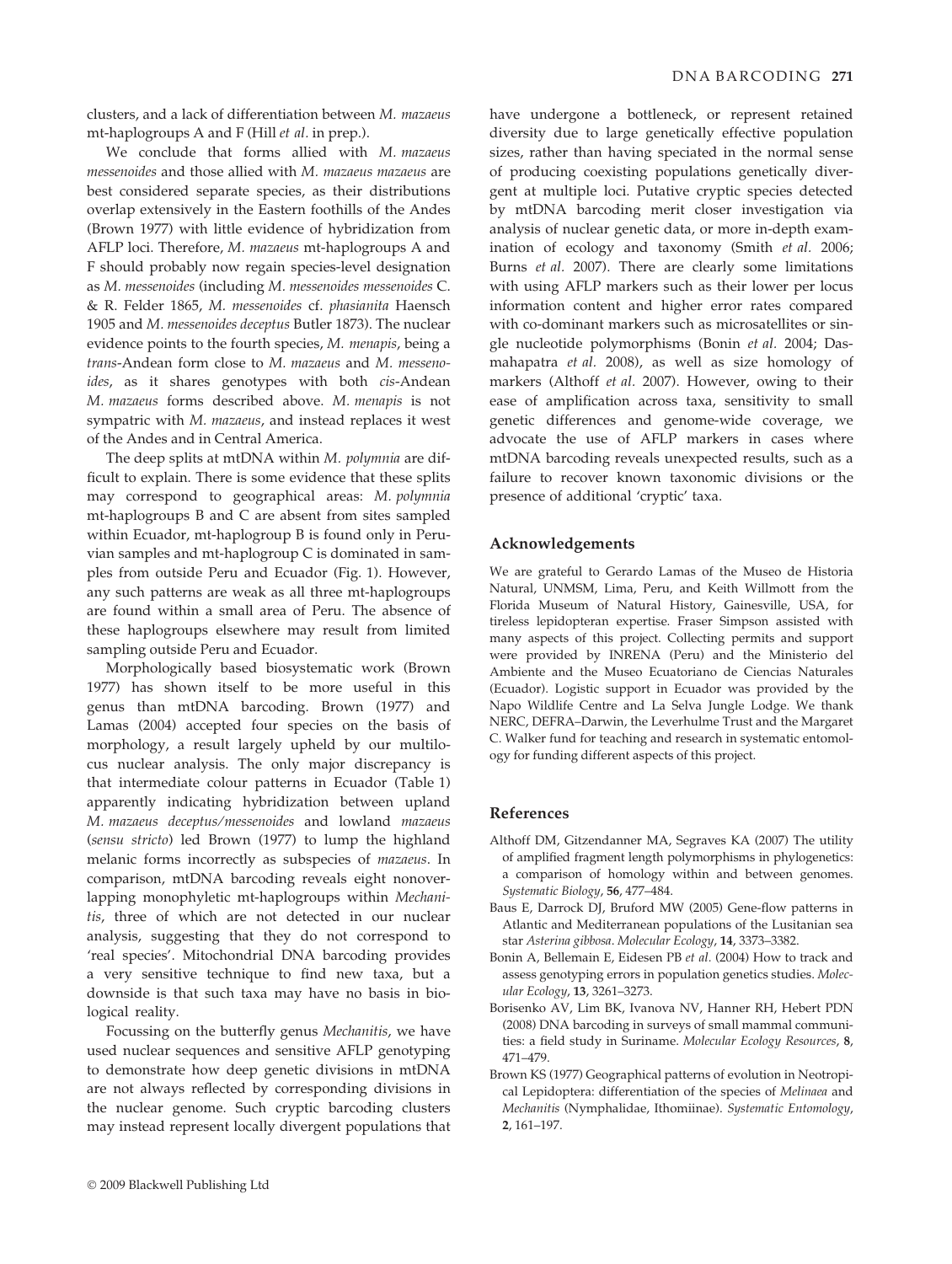clusters, and a lack of differentiation between *M. mazaeus* mt-haplogroups A and F (Hill *et al*. in prep.).

We conclude that forms allied with *M. mazaeus messenoides* and those allied with *M. mazaeus mazaeus* are best considered separate species, as their distributions overlap extensively in the Eastern foothills of the Andes (Brown 1977) with little evidence of hybridization from AFLP loci. Therefore, *M. mazaeus* mt-haplogroups A and F should probably now regain species-level designation as *M. messenoides* (including *M. messenoides messenoides* C. & R. Felder 1865, *M. messenoides* cf. *phasianita* Haensch 1905 and *M. messenoides deceptus* Butler 1873). The nuclear evidence points to the fourth species, *M. menapis*, being a *trans*-Andean form close to *M. mazaeus* and *M. messenoides*, as it shares genotypes with both *cis*-Andean *M. mazaeus* forms described above. *M. menapis* is not sympatric with *M. mazaeus*, and instead replaces it west of the Andes and in Central America.

The deep splits at mtDNA within *M. polymnia* are difficult to explain. There is some evidence that these splits may correspond to geographical areas: *M. polymnia* mt-haplogroups B and C are absent from sites sampled within Ecuador, mt-haplogroup B is found only in Peruvian samples and mt-haplogroup C is dominated in samples from outside Peru and Ecuador (Fig. 1). However, any such patterns are weak as all three mt-haplogroups are found within a small area of Peru. The absence of these haplogroups elsewhere may result from limited sampling outside Peru and Ecuador.

Morphologically based biosystematic work (Brown 1977) has shown itself to be more useful in this genus than mtDNA barcoding. Brown (1977) and Lamas (2004) accepted four species on the basis of morphology, a result largely upheld by our multilocus nuclear analysis. The only major discrepancy is that intermediate colour patterns in Ecuador (Table 1) apparently indicating hybridization between upland *M. mazaeus deceptus/messenoides* and lowland *mazaeus* (*sensu stricto*) led Brown (1977) to lump the highland melanic forms incorrectly as subspecies of *mazaeus*. In comparison, mtDNA barcoding reveals eight nonoverlapping monophyletic mt-haplogroups within *Mechanitis*, three of which are not detected in our nuclear analysis, suggesting that they do not correspond to 'real species'. Mitochondrial DNA barcoding provides a very sensitive technique to find new taxa, but a downside is that such taxa may have no basis in biological reality.

Focussing on the butterfly genus *Mechanitis*, we have used nuclear sequences and sensitive AFLP genotyping to demonstrate how deep genetic divisions in mtDNA are not always reflected by corresponding divisions in the nuclear genome. Such cryptic barcoding clusters may instead represent locally divergent populations that have undergone a bottleneck, or represent retained diversity due to large genetically effective population sizes, rather than having speciated in the normal sense of producing coexisting populations genetically divergent at multiple loci. Putative cryptic species detected by mtDNA barcoding merit closer investigation via analysis of nuclear genetic data, or more in-depth examination of ecology and taxonomy (Smith *et al*. 2006; Burns *et al*. 2007). There are clearly some limitations with using AFLP markers such as their lower per locus information content and higher error rates compared with co-dominant markers such as microsatellites or single nucleotide polymorphisms (Bonin *et al*. 2004; Dasmahapatra *et al*. 2008), as well as size homology of markers (Althoff *et al*. 2007). However, owing to their ease of amplification across taxa, sensitivity to small genetic differences and genome-wide coverage, we advocate the use of AFLP markers in cases where mtDNA barcoding reveals unexpected results, such as a failure to recover known taxonomic divisions or the presence of additional 'cryptic' taxa.

## Acknowledgements

We are grateful to Gerardo Lamas of the Museo de Historia Natural, UNMSM, Lima, Peru, and Keith Willmott from the Florida Museum of Natural History, Gainesville, USA, for tireless lepidopteran expertise. Fraser Simpson assisted with many aspects of this project. Collecting permits and support were provided by INRENA (Peru) and the Ministerio del Ambiente and the Museo Ecuatoriano de Ciencias Naturales (Ecuador). Logistic support in Ecuador was provided by the Napo Wildlife Centre and La Selva Jungle Lodge. We thank NERC, DEFRA–Darwin, the Leverhulme Trust and the Margaret C. Walker fund for teaching and research in systematic entomology for funding different aspects of this project.

## References

Althoff DM, Gitzendanner MA, Segraves KA (2007) The utility of amplified fragment length polymorphisms in phylogenetics: a comparison of homology within and between genomes. *Systematic Biology*, **56**, 477–484.

Baus E, Darrock DJ, Bruford MW (2005) Gene-flow patterns in Atlantic and Mediterranean populations of the Lusitanian sea star *Asterina gibbosa*. *Molecular Ecology*, **14**, 3373–3382.

Bonin A, Bellemain E, Eidesen PB *et al*. (2004) How to track and assess genotyping errors in population genetics studies. *Molecular Ecology*, **13**, 3261–3273.

Borisenko AV, Lim BK, Ivanova NV, Hanner RH, Hebert PDN (2008) DNA barcoding in surveys of small mammal communities: a field study in Suriname. *Molecular Ecology Resources*, **8**, 471–479.

Brown KS (1977) Geographical patterns of evolution in Neotropical Lepidoptera: differentiation of the species of *Melinaea* and *Mechanitis* (Nymphalidae, Ithomiinae). *Systematic Entomology*, **2**, 161–197.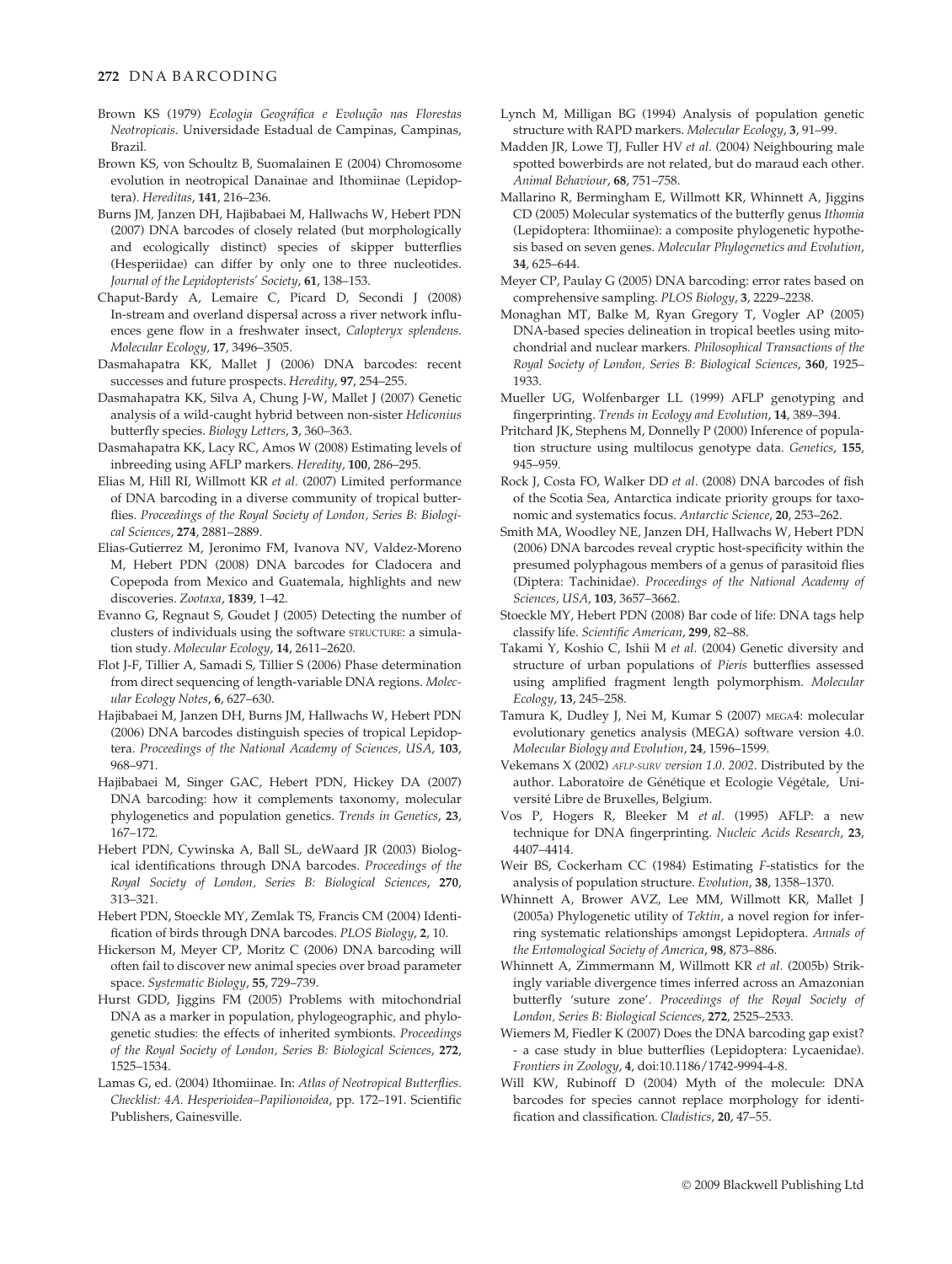Brown KS (1979) *Ecologia Geográfica e Evolução nas Florestas Neotropicais*. Universidade Estadual de Campinas, Campinas, Brazil.

Brown KS, von Schoultz B, Suomalainen E (2004) Chromosome evolution in neotropical Danainae and Ithomiinae (Lepidoptera). *Hereditas*, **141**, 216–236.

Burns JM, Janzen DH, Hajibabaei M, Hallwachs W, Hebert PDN (2007) DNA barcodes of closely related (but morphologically and ecologically distinct) species of skipper butterflies (Hesperiidae) can differ by only one to three nucleotides. *Journal of the Lepidopterists' Society*, **61**, 138–153.

Chaput-Bardy A, Lemaire C, Picard D, Secondi J (2008) In-stream and overland dispersal across a river network influences gene flow in a freshwater insect, *Calopteryx splendens*. *Molecular Ecology*, **17**, 3496–3505.

Dasmahapatra KK, Mallet J (2006) DNA barcodes: recent successes and future prospects. *Heredity*, **97**, 254–255.

Dasmahapatra KK, Silva A, Chung J-W, Mallet J (2007) Genetic analysis of a wild-caught hybrid between non-sister *Heliconius* butterfly species. *Biology Letters*, **3**, 360–363.

Dasmahapatra KK, Lacy RC, Amos W (2008) Estimating levels of inbreeding using AFLP markers. *Heredity*, **100**, 286–295.

Elias M, Hill RI, Willmott KR *et al.* (2007) Limited performance of DNA barcoding in a diverse community of tropical butterflies. *Proceedings of the Royal Society of London, Series B: Biological Sciences*, **274**, 2881–2889.

Elias-Gutierrez M, Jeronimo FM, Ivanova NV, Valdez-Moreno M, Hebert PDN (2008) DNA barcodes for Cladocera and Copepoda from Mexico and Guatemala, highlights and new discoveries. *Zootaxa*, **1839**, 1–42.

Evanno G, Regnaut S, Goudet J (2005) Detecting the number of clusters of individuals using the software STRUCTURE: a simulation study. *Molecular Ecology*, **14**, 2611–2620.

Flot J-F, Tillier A, Samadi S, Tillier S (2006) Phase determination from direct sequencing of length-variable DNA regions. *Molecular Ecology Notes*, **6**, 627–630.

Hajibabaei M, Janzen DH, Burns JM, Hallwachs W, Hebert PDN (2006) DNA barcodes distinguish species of tropical Lepidoptera. *Proceedings of the National Academy of Sciences, USA*, **103**, 968–971.

Hajibabaei M, Singer GAC, Hebert PDN, Hickey DA (2007) DNA barcoding: how it complements taxonomy, molecular phylogenetics and population genetics. *Trends in Genetics*, **23**, 167–172.

Hebert PDN, Cywinska A, Ball SL, deWaard JR (2003) Biological identifications through DNA barcodes. *Proceedings of the Royal Society of London, Series B: Biological Sciences*, **270**, 313–321.

Hebert PDN, Stoeckle MY, Zemlak TS, Francis CM (2004) Identification of birds through DNA barcodes. *PLOS Biology*, **2**, 10.

Hickerson M, Meyer CP, Moritz C (2006) DNA barcoding will often fail to discover new animal species over broad parameter space. *Systematic Biology*, **55**, 729–739.

Hurst GDD, Jiggins FM (2005) Problems with mitochondrial DNA as a marker in population, phylogeographic, and phylogenetic studies: the effects of inherited symbionts. *Proceedings of the Royal Society of London, Series B: Biological Sciences*, **272**, 1525–1534.

Lamas G, ed. (2004) Ithomiinae. In: *Atlas of Neotropical Butterflies. Checklist: 4A. Hesperioidea–Papilionoidea*, pp. 172–191. Scientific Publishers, Gainesville.

Lynch M, Milligan BG (1994) Analysis of population genetic structure with RAPD markers. *Molecular Ecology*, **3**, 91–99.

Madden JR, Lowe TJ, Fuller HV *et al.* (2004) Neighbouring male spotted bowerbirds are not related, but do maraud each other. *Animal Behaviour*, **68**, 751–758.

Mallarino R, Bermingham E, Willmott KR, Whinnett A, Jiggins CD (2005) Molecular systematics of the butterfly genus *Ithomia* (Lepidoptera: Ithomiinae): a composite phylogenetic hypothesis based on seven genes. *Molecular Phylogenetics and Evolution*, **34**, 625–644.

Meyer CP, Paulay G (2005) DNA barcoding: error rates based on comprehensive sampling. *PLOS Biology*, **3**, 2229–2238.

Monaghan MT, Balke M, Ryan Gregory T, Vogler AP (2005) DNA-based species delineation in tropical beetles using mitochondrial and nuclear markers. *Philosophical Transactions of the Royal Society of London, Series B: Biological Sciences*, **360**, 1925–1933.

Mueller UG, Wolfenbarger LL (1999) AFLP genotyping and fingerprinting. *Trends in Ecology and Evolution*, **14**, 389–394.

Pritchard JK, Stephens M, Donnelly P (2000) Inference of population structure using multilocus genotype data. *Genetics*, **155**, 945–959.

Rock J, Costa FO, Walker DD *et al.* (2008) DNA barcodes of fish of the Scotia Sea, Antarctica indicate priority groups for taxonomic and systematics focus. *Antarctic Science*, **20**, 253–262.

Smith MA, Woodley NE, Janzen DH, Hallwachs W, Hebert PDN (2006) DNA barcodes reveal cryptic host-specificity within the presumed polyphagous members of a genus of parasitoid flies (Diptera: Tachinidae). *Proceedings of the National Academy of Sciences, USA*, **103**, 3657–3662.

Stoeckle MY, Hebert PDN (2008) Bar code of life: DNA tags help classify life. *Scientific American*, **299**, 82–88.

Takami Y, Koshio C, Ishii M *et al.* (2004) Genetic diversity and structure of urban populations of *Pieris* butterflies assessed using amplified fragment length polymorphism. *Molecular Ecology*, **13**, 245–258.

Tamura K, Dudley J, Nei M, Kumar S (2007) MEGA4: molecular evolutionary genetics analysis (MEGA) software version 4.0. *Molecular Biology and Evolution*, **24**, 1596–1599.

Vekemans X (2002) *AFLP-SURV version 1.0. 2002*. Distributed by the author. Laboratoire de Génétique et Ecologie Végétale, Université Libre de Bruxelles, Belgium.

Vos P, Hogers R, Bleeker M *et al.* (1995) AFLP: a new technique for DNA fingerprinting. *Nucleic Acids Research*, **23**, 4407–4414.

Weir BS, Cockerham CC (1984) Estimating *F*-statistics for the analysis of population structure. *Evolution*, **38**, 1358–1370.

Whinnett A, Brower AVZ, Lee MM, Willmott KR, Mallet J (2005a) Phylogenetic utility of *Tektin*, a novel region for inferring systematic relationships amongst Lepidoptera. *Annals of the Entomological Society of America*, **98**, 873–886.

Whinnett A, Zimmermann M, Willmott KR *et al.* (2005b) Strikingly variable divergence times inferred across an Amazonian butterfly 'suture zone'. *Proceedings of the Royal Society of London, Series B: Biological Sciences*, **272**, 2525–2533.

Wiemers M, Fiedler K (2007) Does the DNA barcoding gap exist? - a case study in blue butterflies (Lepidoptera: Lycaenidae). *Frontiers in Zoology*, **4**, doi:10.1186/1742-9994-4-8.

Will KW, Rubinoff D (2004) Myth of the molecule: DNA barcodes for species cannot replace morphology for identification and classification. *Cladistics*, **20**, 47–55.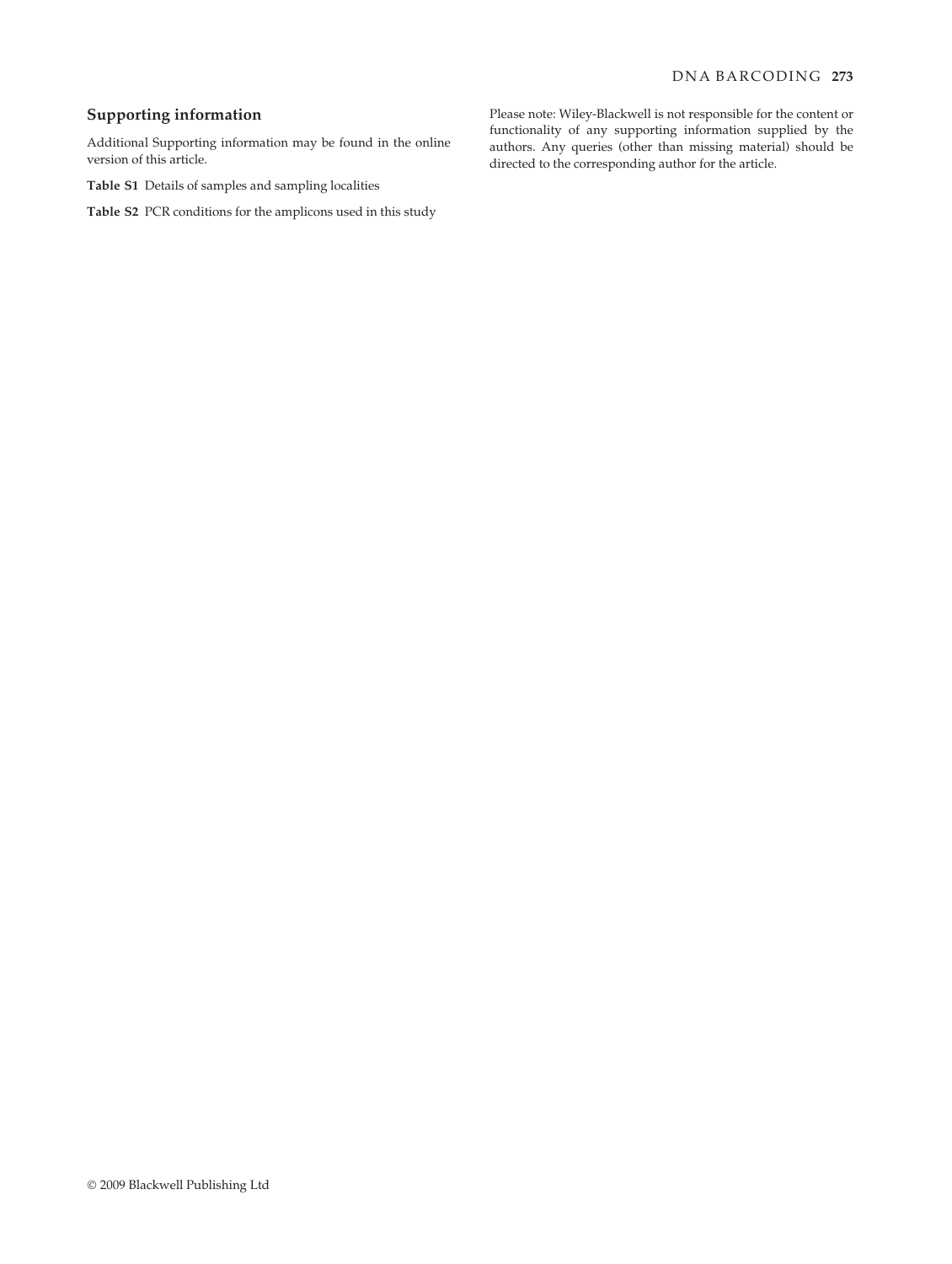## Supporting information

Additional Supporting information may be found in the online version of this article.

**Table S1** Details of samples and sampling localities

**Table S2** PCR conditions for the amplicons used in this study

Please note: Wiley-Blackwell is not responsible for the content or functionality of any supporting information supplied by the authors. Any queries (other than missing material) should be directed to the corresponding author for the article.